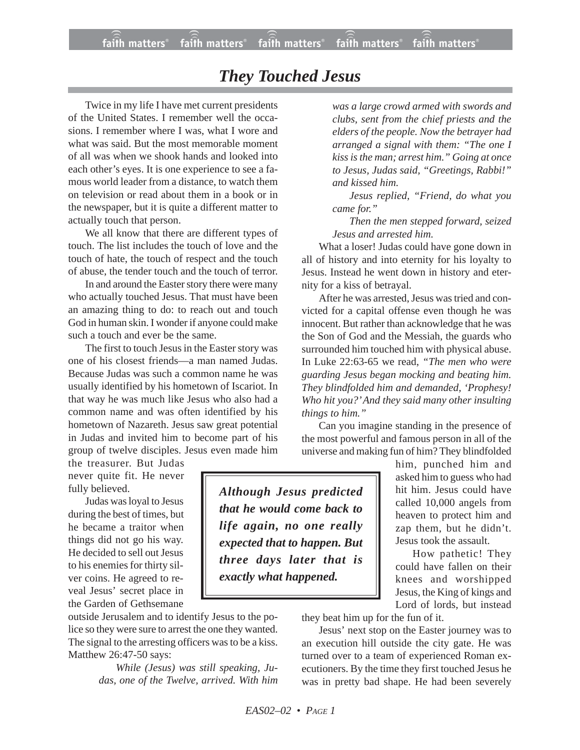# *They Touched Jesus*

Twice in my life I have met current presidents of the United States. I remember well the occasions. I remember where I was, what I wore and what was said. But the most memorable moment of all was when we shook hands and looked into each other's eyes. It is one experience to see a famous world leader from a distance, to watch them on television or read about them in a book or in the newspaper, but it is quite a different matter to actually touch that person.

We all know that there are different types of touch. The list includes the touch of love and the touch of hate, the touch of respect and the touch of abuse, the tender touch and the touch of terror.

In and around the Easter story there were many who actually touched Jesus. That must have been an amazing thing to do: to reach out and touch God in human skin. I wonder if anyone could make such a touch and ever be the same.

The first to touch Jesus in the Easter story was one of his closest friends—a man named Judas. Because Judas was such a common name he was usually identified by his hometown of Iscariot. In that way he was much like Jesus who also had a common name and was often identified by his hometown of Nazareth. Jesus saw great potential in Judas and invited him to become part of his group of twelve disciples. Jesus even made him the treasurer. But Judas never quite fit. He never fully believed.

Judas was loyal to Jesus during the best of times, but he became a traitor when things did not go his way. He decided to sell out Jesus to his enemies for thirty silver coins. He agreed to reveal Jesus' secret place in the Garden of Gethsemane outside Jerusalem and to identify Jesus to the police so they were sure to arrest the one they wanted. The signal to the arresting officers was to be a kiss. Matthew 26:47-50 says:

> *While (Jesus) was still speaking, Judas, one of the Twelve, arrived. With him was a large crowd armed with swords and clubs, sent from the chief priests and the elders of the people. Now the betrayer had arranged a signal with them: "The one I kiss is the man; arrest him." Going at once to Jesus, Judas said, "Greetings, Rabbi!" and kissed him.*
>
> *Jesus replied, "Friend, do what you came for."*
>
> *Then the men stepped forward, seized Jesus and arrested him.*

What a loser! Judas could have gone down in all of history and into eternity for his loyalty to Jesus. Instead he went down in history and eternity for a kiss of betrayal.

After he was arrested, Jesus was tried and convicted for a capital offense even though he was innocent. But rather than acknowledge that he was the Son of God and the Messiah, the guards who surrounded him touched him with physical abuse. In Luke 22:63-65 we read, *"The men who were guarding Jesus began mocking and beating him. They blindfolded him and demanded, 'Prophesy! Who hit you?' And they said many other insulting things to him."*

Can you imagine standing in the presence of the most powerful and famous person in all of the universe and making fun of him? They blindfolded him, punched him and asked him to guess who had hit him. Jesus could have called 10,000 angels from heaven to protect him and zap them, but he didn't. Jesus took the assault.

How pathetic! They could have fallen on their knees and worshipped Jesus, the King of kings and Lord of lords, but instead they beat him up for the fun of it.

> ***Although Jesus predicted that he would come back to life again, no one really expected that to happen. But three days later that is exactly what happened.***

Jesus' next stop on the Easter journey was to an execution hill outside the city gate. He was turned over to a team of experienced Roman executioners. By the time they first touched Jesus he was in pretty bad shape. He had been severely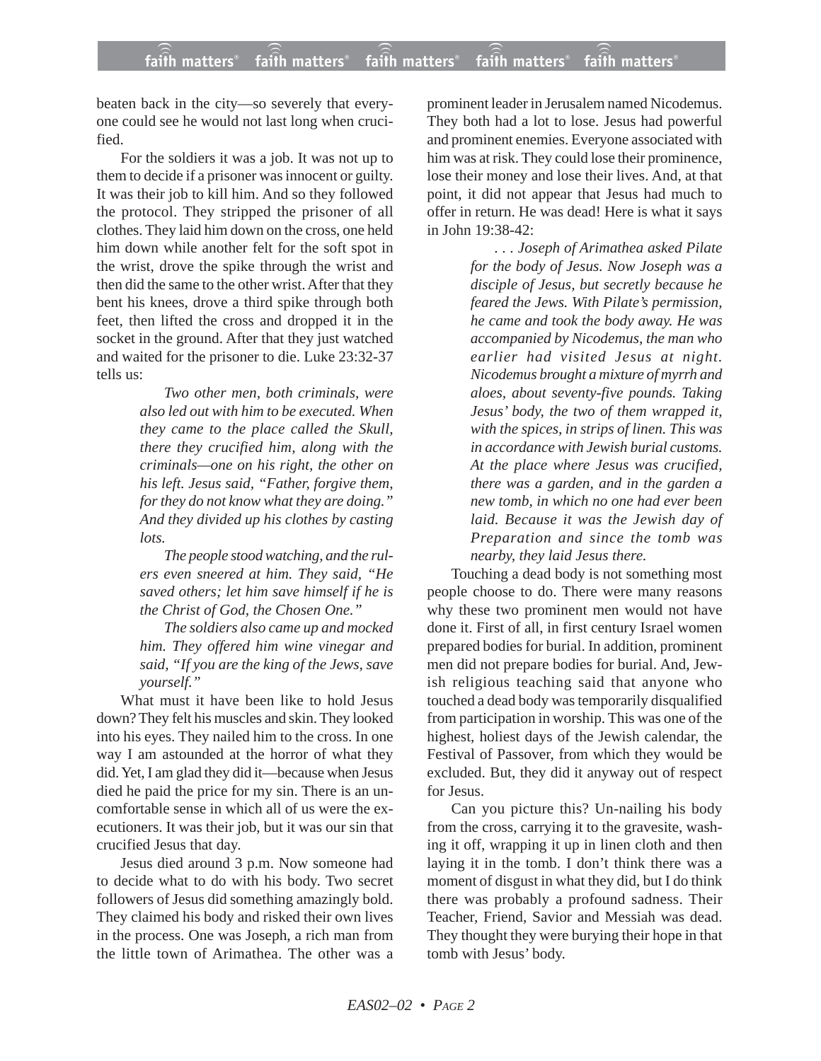beaten back in the city—so severely that everyone could see he would not last long when crucified.

For the soldiers it was a job. It was not up to them to decide if a prisoner was innocent or guilty. It was their job to kill him. And so they followed the protocol. They stripped the prisoner of all clothes. They laid him down on the cross, one held him down while another felt for the soft spot in the wrist, drove the spike through the wrist and then did the same to the other wrist. After that they bent his knees, drove a third spike through both feet, then lifted the cross and dropped it in the socket in the ground. After that they just watched and waited for the prisoner to die. Luke 23:32-37 tells us:

> *Two other men, both criminals, were also led out with him to be executed. When they came to the place called the Skull, there they crucified him, along with the criminals—one on his right, the other on his left. Jesus said, "Father, forgive them, for they do not know what they are doing." And they divided up his clothes by casting lots.*
>
> *The people stood watching, and the rulers even sneered at him. They said, "He saved others; let him save himself if he is the Christ of God, the Chosen One."*
>
> *The soldiers also came up and mocked him. They offered him wine vinegar and said, "If you are the king of the Jews, save yourself."*

What must it have been like to hold Jesus down? They felt his muscles and skin. They looked into his eyes. They nailed him to the cross. In one way I am astounded at the horror of what they did. Yet, I am glad they did it—because when Jesus died he paid the price for my sin. There is an uncomfortable sense in which all of us were the executioners. It was their job, but it was our sin that crucified Jesus that day.

Jesus died around 3 p.m. Now someone had to decide what to do with his body. Two secret followers of Jesus did something amazingly bold. They claimed his body and risked their own lives in the process. One was Joseph, a rich man from the little town of Arimathea. The other was a prominent leader in Jerusalem named Nicodemus. They both had a lot to lose. Jesus had powerful and prominent enemies. Everyone associated with him was at risk. They could lose their prominence, lose their money and lose their lives. And, at that point, it did not appear that Jesus had much to offer in return. He was dead! Here is what it says in John 19:38-42:

> *. . . Joseph of Arimathea asked Pilate for the body of Jesus. Now Joseph was a disciple of Jesus, but secretly because he feared the Jews. With Pilate's permission, he came and took the body away. He was accompanied by Nicodemus, the man who earlier had visited Jesus at night. Nicodemus brought a mixture of myrrh and aloes, about seventy-five pounds. Taking Jesus' body, the two of them wrapped it, with the spices, in strips of linen. This was in accordance with Jewish burial customs. At the place where Jesus was crucified, there was a garden, and in the garden a new tomb, in which no one had ever been laid. Because it was the Jewish day of Preparation and since the tomb was nearby, they laid Jesus there.*

Touching a dead body is not something most people choose to do. There were many reasons why these two prominent men would not have done it. First of all, in first century Israel women prepared bodies for burial. In addition, prominent men did not prepare bodies for burial. And, Jewish religious teaching said that anyone who touched a dead body was temporarily disqualified from participation in worship. This was one of the highest, holiest days of the Jewish calendar, the Festival of Passover, from which they would be excluded. But, they did it anyway out of respect for Jesus.

Can you picture this? Un-nailing his body from the cross, carrying it to the gravesite, washing it off, wrapping it up in linen cloth and then laying it in the tomb. I don't think there was a moment of disgust in what they did, but I do think there was probably a profound sadness. Their Teacher, Friend, Savior and Messiah was dead. They thought they were burying their hope in that tomb with Jesus' body.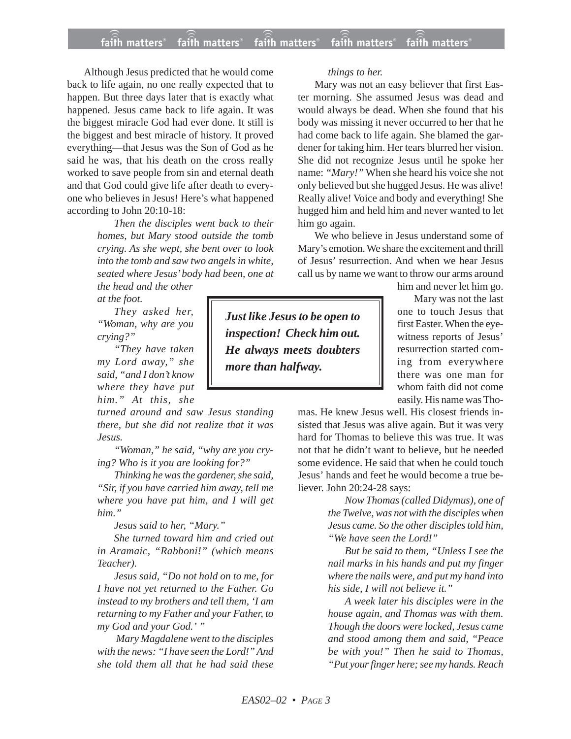Although Jesus predicted that he would come back to life again, no one really expected that to happen. But three days later that is exactly what happened. Jesus came back to life again. It was the biggest miracle God had ever done. It still is the biggest and best miracle of history. It proved everything—that Jesus was the Son of God as he said he was, that his death on the cross really worked to save people from sin and eternal death and that God could give life after death to everyone who believes in Jesus! Here's what happened according to John 20:10-18:

> *Then the disciples went back to their homes, but Mary stood outside the tomb crying. As she wept, she bent over to look into the tomb and saw two angels in white, seated where Jesus' body had been, one at the head and the other at the foot.*
>
> *They asked her, "Woman, why are you crying?"*
>
> *"They have taken my Lord away," she said, "and I don't know where they have put him." At this, she turned around and saw Jesus standing there, but she did not realize that it was Jesus.*
>
> *"Woman," he said, "why are you crying? Who is it you are looking for?"*
>
> *Thinking he was the gardener, she said, "Sir, if you have carried him away, tell me where you have put him, and I will get him."*
>
> *Jesus said to her, "Mary."*
>
> *She turned toward him and cried out in Aramaic, "Rabboni!" (which means Teacher).*
>
> *Jesus said, "Do not hold on to me, for I have not yet returned to the Father. Go instead to my brothers and tell them, 'I am returning to my Father and your Father, to my God and your God.' "*
>
> *Mary Magdalene went to the disciples with the news: "I have seen the Lord!" And she told them all that he had said these things to her.*

Mary was not an easy believer that first Easter morning. She assumed Jesus was dead and would always be dead. When she found that his body was missing it never occurred to her that he had come back to life again. She blamed the gardener for taking him. Her tears blurred her vision. She did not recognize Jesus until he spoke her name: *"Mary!"* When she heard his voice she not only believed but she hugged Jesus. He was alive! Really alive! Voice and body and everything! She hugged him and held him and never wanted to let him go again.

We who believe in Jesus understand some of Mary's emotion. We share the excitement and thrill of Jesus' resurrection. And when we hear Jesus call us by name we want to throw our arms around him and never let him go.

***Just like Jesus to be open to inspection! Check him out. He always meets doubters more than halfway.***

Mary was not the last one to touch Jesus that first Easter. When the eyewitness reports of Jesus' resurrection started coming from everywhere there was one man for whom faith did not come easily. His name was Thomas. He knew Jesus well. His closest friends insisted that Jesus was alive again. But it was very hard for Thomas to believe this was true. It was not that he didn't want to believe, but he needed some evidence. He said that when he could touch Jesus' hands and feet he would become a true believer. John 20:24-28 says:

> *Now Thomas (called Didymus), one of the Twelve, was not with the disciples when Jesus came. So the other disciples told him, "We have seen the Lord!"*
>
> *But he said to them, "Unless I see the nail marks in his hands and put my finger where the nails were, and put my hand into his side, I will not believe it."*
>
> *A week later his disciples were in the house again, and Thomas was with them. Though the doors were locked, Jesus came and stood among them and said, "Peace be with you!" Then he said to Thomas, "Put your finger here; see my hands. Reach*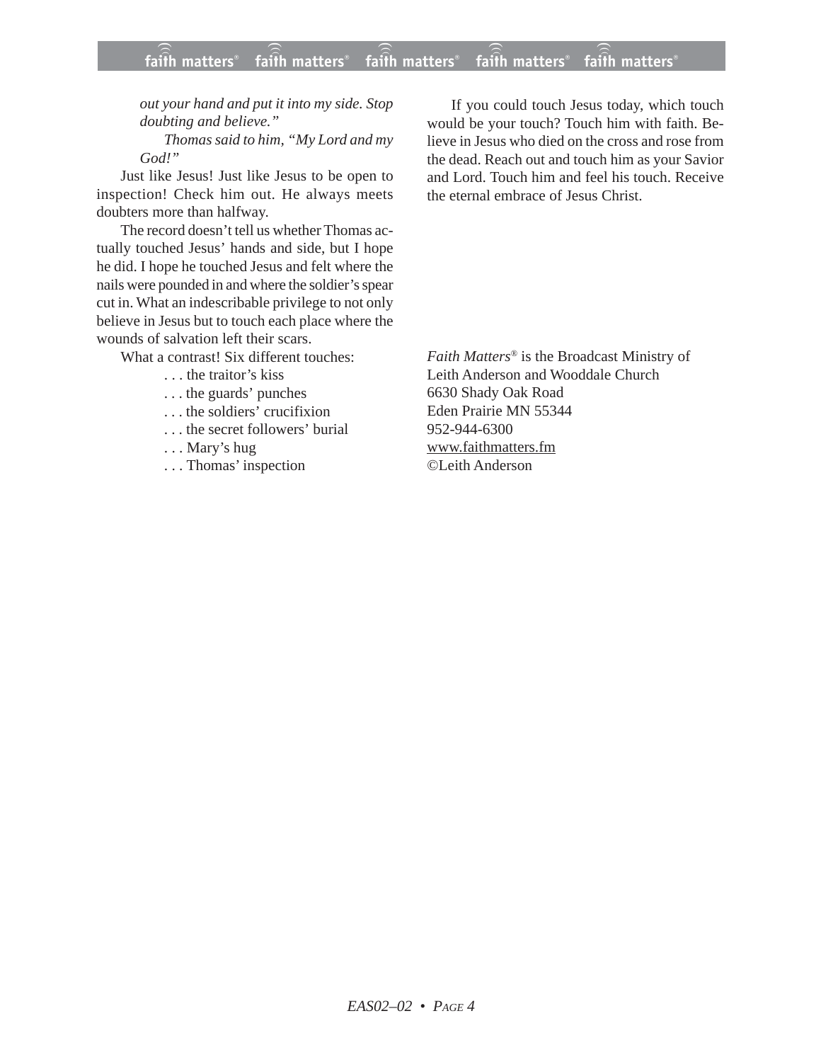*out your hand and put it into my side. Stop doubting and believe."*

*Thomas said to him, "My Lord and my God!"*

Just like Jesus! Just like Jesus to be open to inspection! Check him out. He always meets doubters more than halfway.

The record doesn't tell us whether Thomas actually touched Jesus' hands and side, but I hope he did. I hope he touched Jesus and felt where the nails were pounded in and where the soldier's spear cut in. What an indescribable privilege to not only believe in Jesus but to touch each place where the wounds of salvation left their scars.

What a contrast! Six different touches:

. . . the traitor's kiss
. . . the guards' punches
. . . the soldiers' crucifixion
. . . the secret followers' burial
. . . Mary's hug
. . . Thomas' inspection

If you could touch Jesus today, which touch would be your touch? Touch him with faith. Believe in Jesus who died on the cross and rose from the dead. Reach out and touch him as your Savior and Lord. Touch him and feel his touch. Receive the eternal embrace of Jesus Christ.

*Faith Matters*® is the Broadcast Ministry of
Leith Anderson and Wooddale Church
6630 Shady Oak Road
Eden Prairie MN 55344
952-944-6300
www.faithmatters.fm
©Leith Anderson